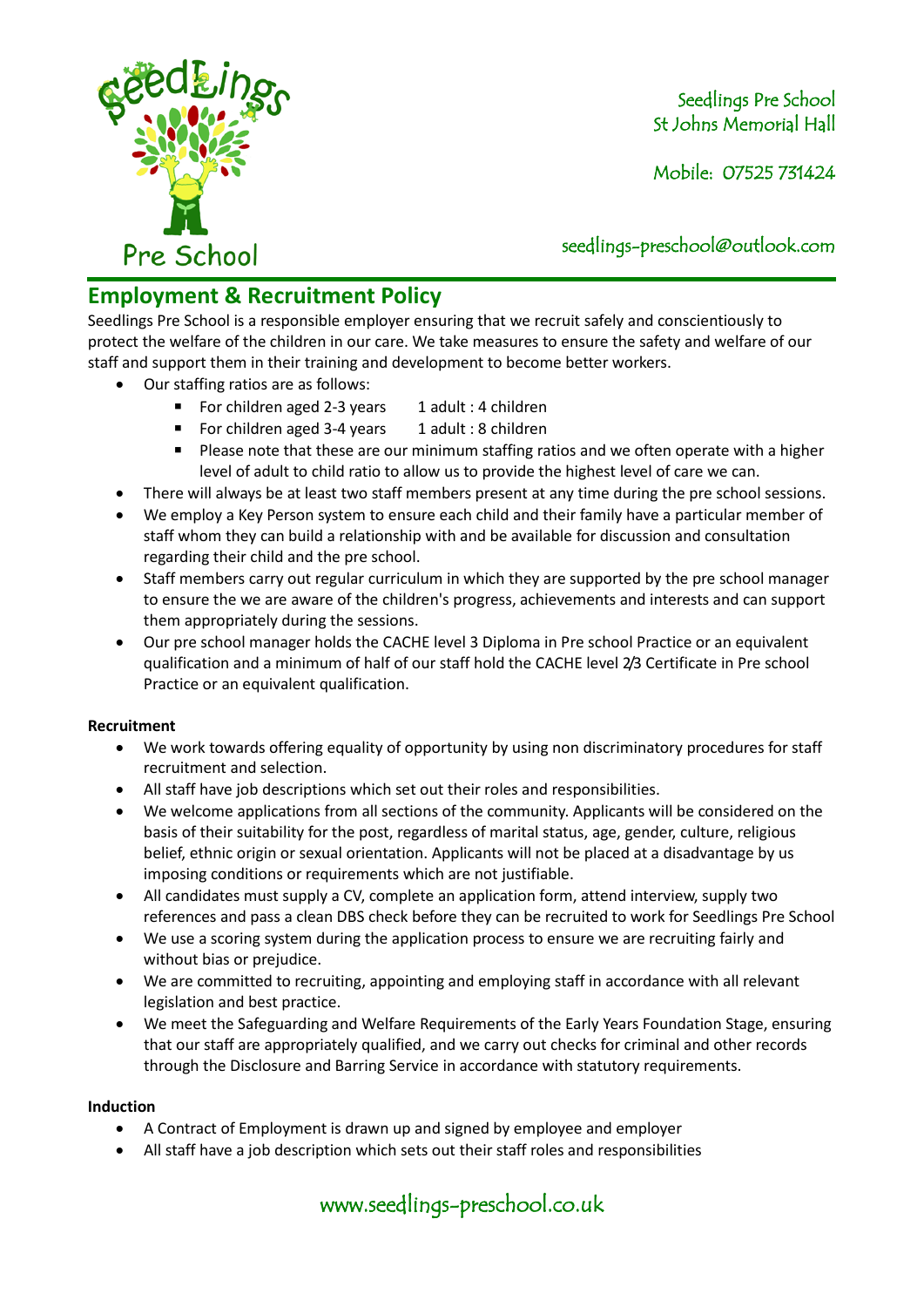Seedlings Pre School
St Johns Memorial Hall

Mobile: 07525 731424

seedlings-preschool@outlook.com

## Employment & Recruitment Policy

Seedlings Pre School is a responsible employer ensuring that we recruit safely and conscientiously to protect the welfare of the children in our care. We take measures to ensure the safety and welfare of our staff and support them in their training and development to become better workers.

- Our staffing ratios are as follows:
  - For children aged 2-3 years    1 adult : 4 children
  - For children aged 3-4 years    1 adult : 8 children
  - Please note that these are our minimum staffing ratios and we often operate with a higher level of adult to child ratio to allow us to provide the highest level of care we can.
- There will always be at least two staff members present at any time during the pre school sessions.
- We employ a Key Person system to ensure each child and their family have a particular member of staff whom they can build a relationship with and be available for discussion and consultation regarding their child and the pre school.
- Staff members carry out regular curriculum in which they are supported by the pre school manager to ensure the we are aware of the children's progress, achievements and interests and can support them appropriately during the sessions.
- Our pre school manager holds the CACHE level 3 Diploma in Pre school Practice or an equivalent qualification and a minimum of half of our staff hold the CACHE level 2/3 Certificate in Pre school Practice or an equivalent qualification.

**Recruitment**

- We work towards offering equality of opportunity by using non discriminatory procedures for staff recruitment and selection.
- All staff have job descriptions which set out their roles and responsibilities.
- We welcome applications from all sections of the community. Applicants will be considered on the basis of their suitability for the post, regardless of marital status, age, gender, culture, religious belief, ethnic origin or sexual orientation. Applicants will not be placed at a disadvantage by us imposing conditions or requirements which are not justifiable.
- All candidates must supply a CV, complete an application form, attend interview, supply two references and pass a clean DBS check before they can be recruited to work for Seedlings Pre School
- We use a scoring system during the application process to ensure we are recruiting fairly and without bias or prejudice.
- We are committed to recruiting, appointing and employing staff in accordance with all relevant legislation and best practice.
- We meet the Safeguarding and Welfare Requirements of the Early Years Foundation Stage, ensuring that our staff are appropriately qualified, and we carry out checks for criminal and other records through the Disclosure and Barring Service in accordance with statutory requirements.

**Induction**

- A Contract of Employment is drawn up and signed by employee and employer
- All staff have a job description which sets out their staff roles and responsibilities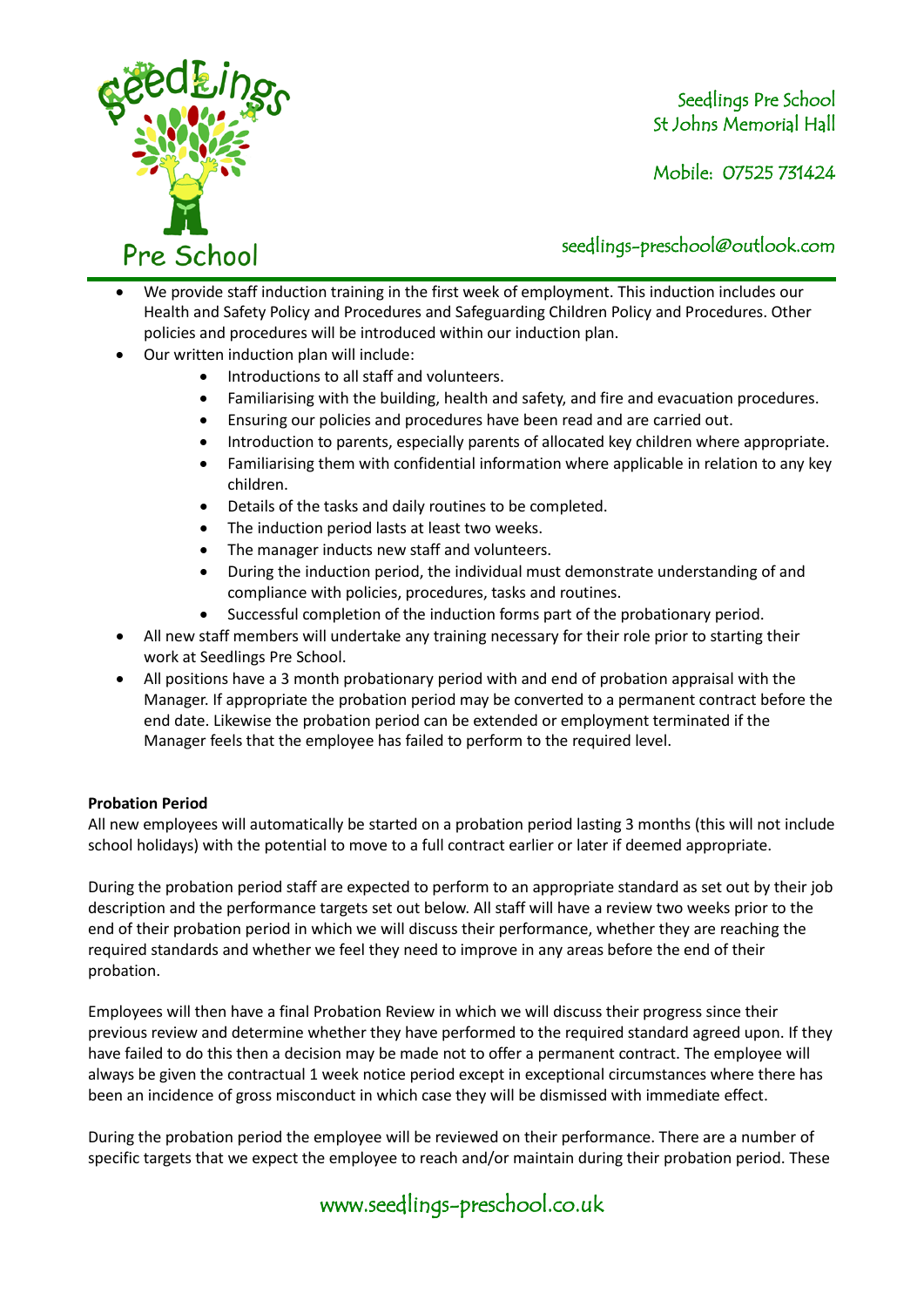- We provide staff induction training in the first week of employment. This induction includes our Health and Safety Policy and Procedures and Safeguarding Children Policy and Procedures. Other policies and procedures will be introduced within our induction plan.
- Our written induction plan will include:
    - Introductions to all staff and volunteers.
    - Familiarising with the building, health and safety, and fire and evacuation procedures.
    - Ensuring our policies and procedures have been read and are carried out.
    - Introduction to parents, especially parents of allocated key children where appropriate.
    - Familiarising them with confidential information where applicable in relation to any key children.
    - Details of the tasks and daily routines to be completed.
    - The induction period lasts at least two weeks.
    - The manager inducts new staff and volunteers.
    - During the induction period, the individual must demonstrate understanding of and compliance with policies, procedures, tasks and routines.
    - Successful completion of the induction forms part of the probationary period.
- All new staff members will undertake any training necessary for their role prior to starting their work at Seedlings Pre School.
- All positions have a 3 month probationary period with and end of probation appraisal with the Manager. If appropriate the probation period may be converted to a permanent contract before the end date. Likewise the probation period can be extended or employment terminated if the Manager feels that the employee has failed to perform to the required level.

**Probation Period**

All new employees will automatically be started on a probation period lasting 3 months (this will not include school holidays) with the potential to move to a full contract earlier or later if deemed appropriate.

During the probation period staff are expected to perform to an appropriate standard as set out by their job description and the performance targets set out below. All staff will have a review two weeks prior to the end of their probation period in which we will discuss their performance, whether they are reaching the required standards and whether we feel they need to improve in any areas before the end of their probation.

Employees will then have a final Probation Review in which we will discuss their progress since their previous review and determine whether they have performed to the required standard agreed upon. If they have failed to do this then a decision may be made not to offer a permanent contract. The employee will always be given the contractual 1 week notice period except in exceptional circumstances where there has been an incidence of gross misconduct in which case they will be dismissed with immediate effect.

During the probation period the employee will be reviewed on their performance. There are a number of specific targets that we expect the employee to reach and/or maintain during their probation period. These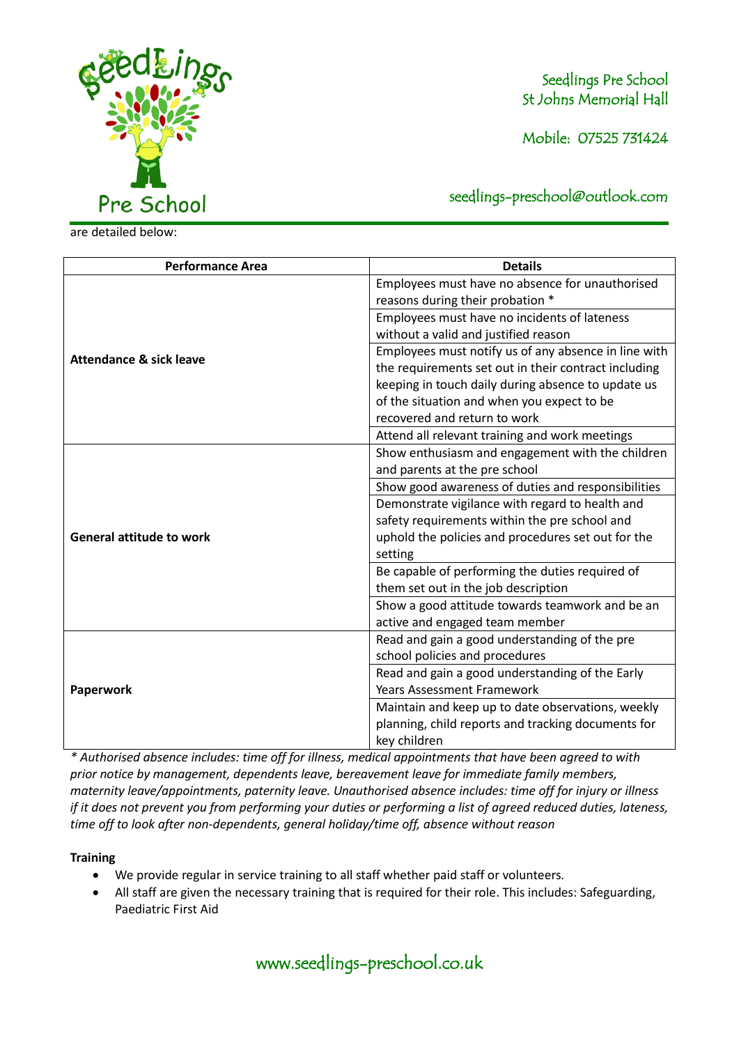are detailed below:

| Performance Area | Details |
|---|---|
| **Attendance & sick leave** | Employees must have no absence for unauthorised reasons during their probation * |
| | Employees must have no incidents of lateness without a valid and justified reason |
| | Employees must notify us of any absence in line with the requirements set out in their contract including keeping in touch daily during absence to update us of the situation and when you expect to be recovered and return to work |
| | Attend all relevant training and work meetings |
| **General attitude to work** | Show enthusiasm and engagement with the children and parents at the pre school |
| | Show good awareness of duties and responsibilities |
| | Demonstrate vigilance with regard to health and safety requirements within the pre school and uphold the policies and procedures set out for the setting |
| | Be capable of performing the duties required of them set out in the job description |
| | Show a good attitude towards teamwork and be an active and engaged team member |
| **Paperwork** | Read and gain a good understanding of the pre school policies and procedures |
| | Read and gain a good understanding of the Early Years Assessment Framework |
| | Maintain and keep up to date observations, weekly planning, child reports and tracking documents for key children |

*\* Authorised absence includes: time off for illness, medical appointments that have been agreed to with prior notice by management, dependents leave, bereavement leave for immediate family members, maternity leave/appointments, paternity leave. Unauthorised absence includes: time off for injury or illness if it does not prevent you from performing your duties or performing a list of agreed reduced duties, lateness, time off to look after non-dependents, general holiday/time off, absence without reason*

**Training**

- We provide regular in service training to all staff whether paid staff or volunteers.
- All staff are given the necessary training that is required for their role. This includes: Safeguarding, Paediatric First Aid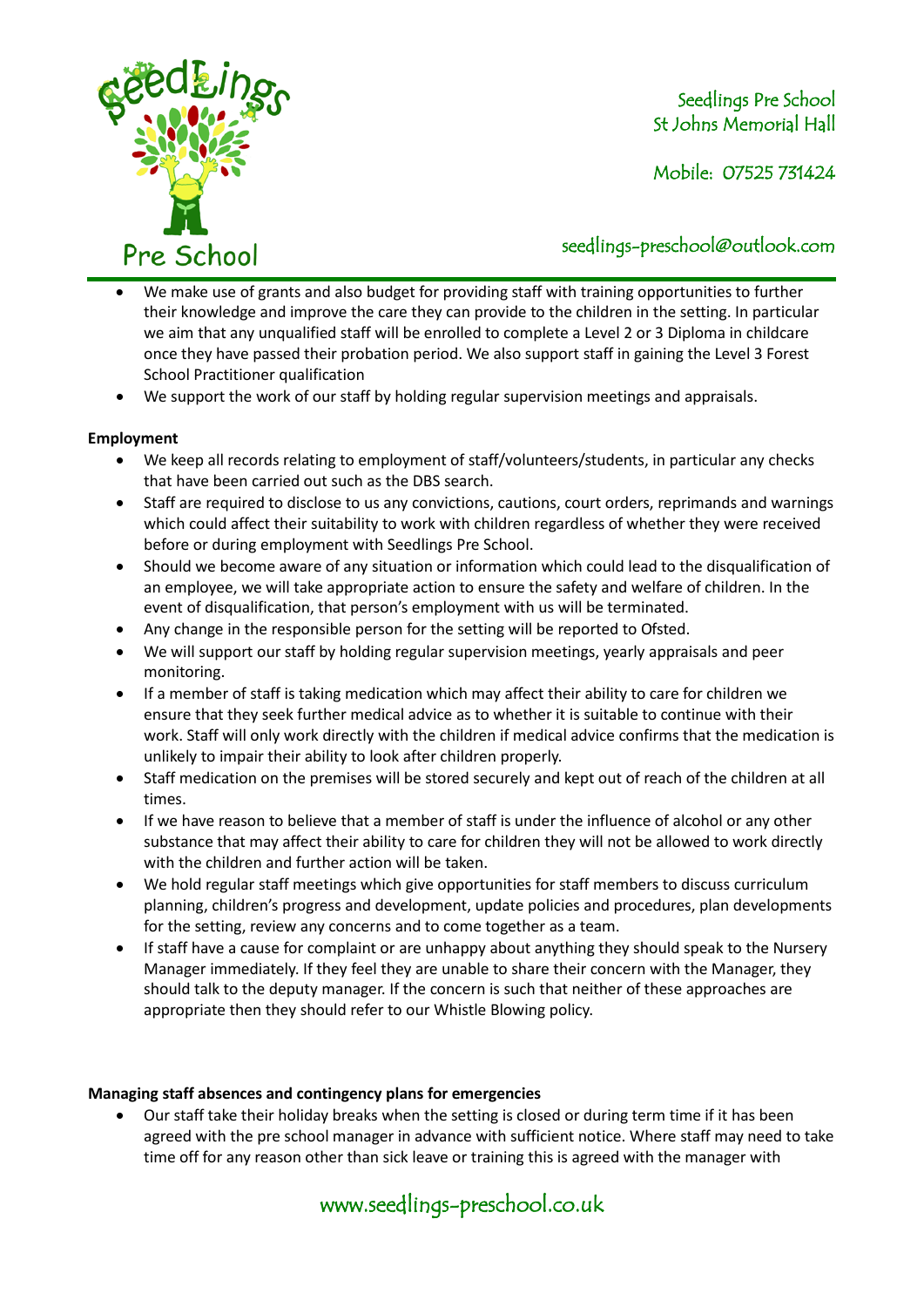- We make use of grants and also budget for providing staff with training opportunities to further their knowledge and improve the care they can provide to the children in the setting. In particular we aim that any unqualified staff will be enrolled to complete a Level 2 or 3 Diploma in childcare once they have passed their probation period. We also support staff in gaining the Level 3 Forest School Practitioner qualification
- We support the work of our staff by holding regular supervision meetings and appraisals.

**Employment**

- We keep all records relating to employment of staff/volunteers/students, in particular any checks that have been carried out such as the DBS search.
- Staff are required to disclose to us any convictions, cautions, court orders, reprimands and warnings which could affect their suitability to work with children regardless of whether they were received before or during employment with Seedlings Pre School.
- Should we become aware of any situation or information which could lead to the disqualification of an employee, we will take appropriate action to ensure the safety and welfare of children. In the event of disqualification, that person's employment with us will be terminated.
- Any change in the responsible person for the setting will be reported to Ofsted.
- We will support our staff by holding regular supervision meetings, yearly appraisals and peer monitoring.
- If a member of staff is taking medication which may affect their ability to care for children we ensure that they seek further medical advice as to whether it is suitable to continue with their work. Staff will only work directly with the children if medical advice confirms that the medication is unlikely to impair their ability to look after children properly.
- Staff medication on the premises will be stored securely and kept out of reach of the children at all times.
- If we have reason to believe that a member of staff is under the influence of alcohol or any other substance that may affect their ability to care for children they will not be allowed to work directly with the children and further action will be taken.
- We hold regular staff meetings which give opportunities for staff members to discuss curriculum planning, children's progress and development, update policies and procedures, plan developments for the setting, review any concerns and to come together as a team.
- If staff have a cause for complaint or are unhappy about anything they should speak to the Nursery Manager immediately. If they feel they are unable to share their concern with the Manager, they should talk to the deputy manager. If the concern is such that neither of these approaches are appropriate then they should refer to our Whistle Blowing policy.

**Managing staff absences and contingency plans for emergencies**

- Our staff take their holiday breaks when the setting is closed or during term time if it has been agreed with the pre school manager in advance with sufficient notice. Where staff may need to take time off for any reason other than sick leave or training this is agreed with the manager with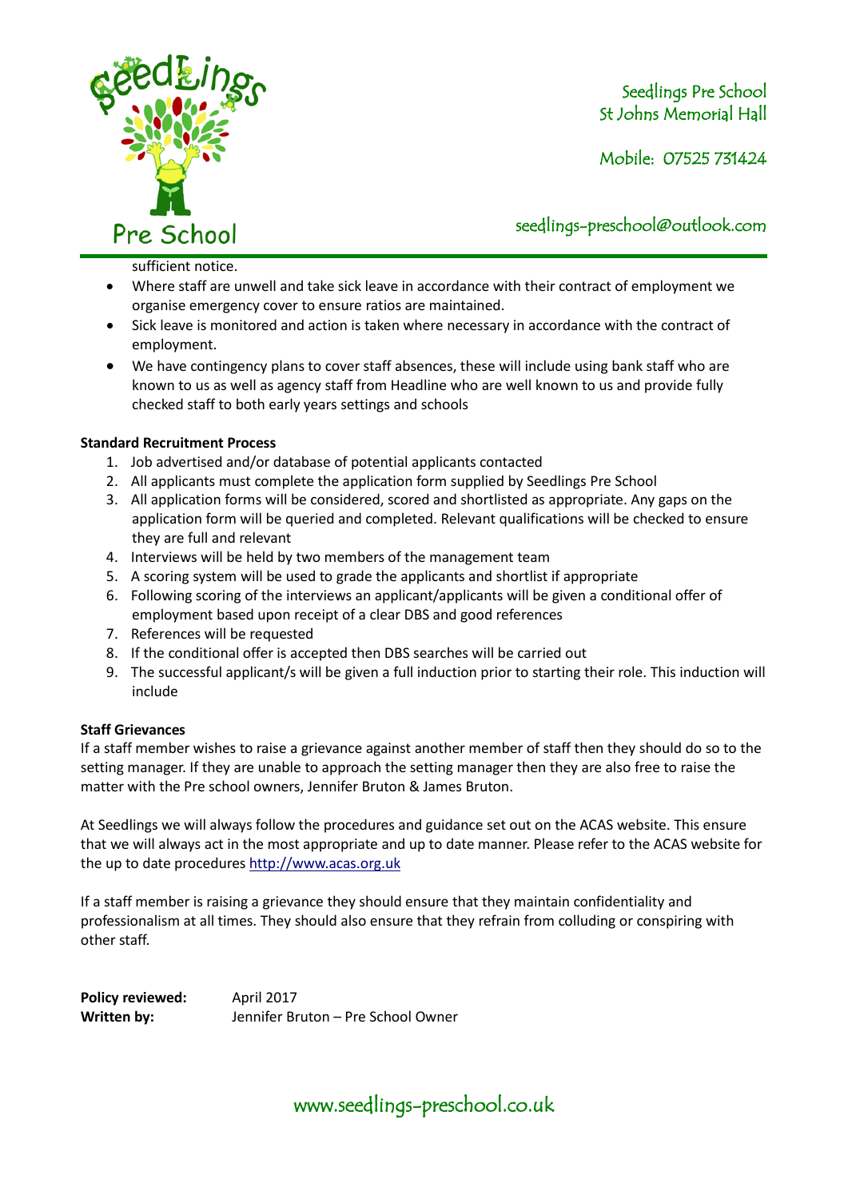sufficient notice.

- Where staff are unwell and take sick leave in accordance with their contract of employment we organise emergency cover to ensure ratios are maintained.
- Sick leave is monitored and action is taken where necessary in accordance with the contract of employment.
- We have contingency plans to cover staff absences, these will include using bank staff who are known to us as well as agency staff from Headline who are well known to us and provide fully checked staff to both early years settings and schools

**Standard Recruitment Process**

1. Job advertised and/or database of potential applicants contacted
2. All applicants must complete the application form supplied by Seedlings Pre School
3. All application forms will be considered, scored and shortlisted as appropriate. Any gaps on the application form will be queried and completed. Relevant qualifications will be checked to ensure they are full and relevant
4. Interviews will be held by two members of the management team
5. A scoring system will be used to grade the applicants and shortlist if appropriate
6. Following scoring of the interviews an applicant/applicants will be given a conditional offer of employment based upon receipt of a clear DBS and good references
7. References will be requested
8. If the conditional offer is accepted then DBS searches will be carried out
9. The successful applicant/s will be given a full induction prior to starting their role. This induction will include

**Staff Grievances**

If a staff member wishes to raise a grievance against another member of staff then they should do so to the setting manager. If they are unable to approach the setting manager then they are also free to raise the matter with the Pre school owners, Jennifer Bruton & James Bruton.

At Seedlings we will always follow the procedures and guidance set out on the ACAS website. This ensure that we will always act in the most appropriate and up to date manner. Please refer to the ACAS website for the up to date procedures http://www.acas.org.uk

If a staff member is raising a grievance they should ensure that they maintain confidentiality and professionalism at all times. They should also ensure that they refrain from colluding or conspiring with other staff.

**Policy reviewed:** April 2017
**Written by:** Jennifer Bruton – Pre School Owner